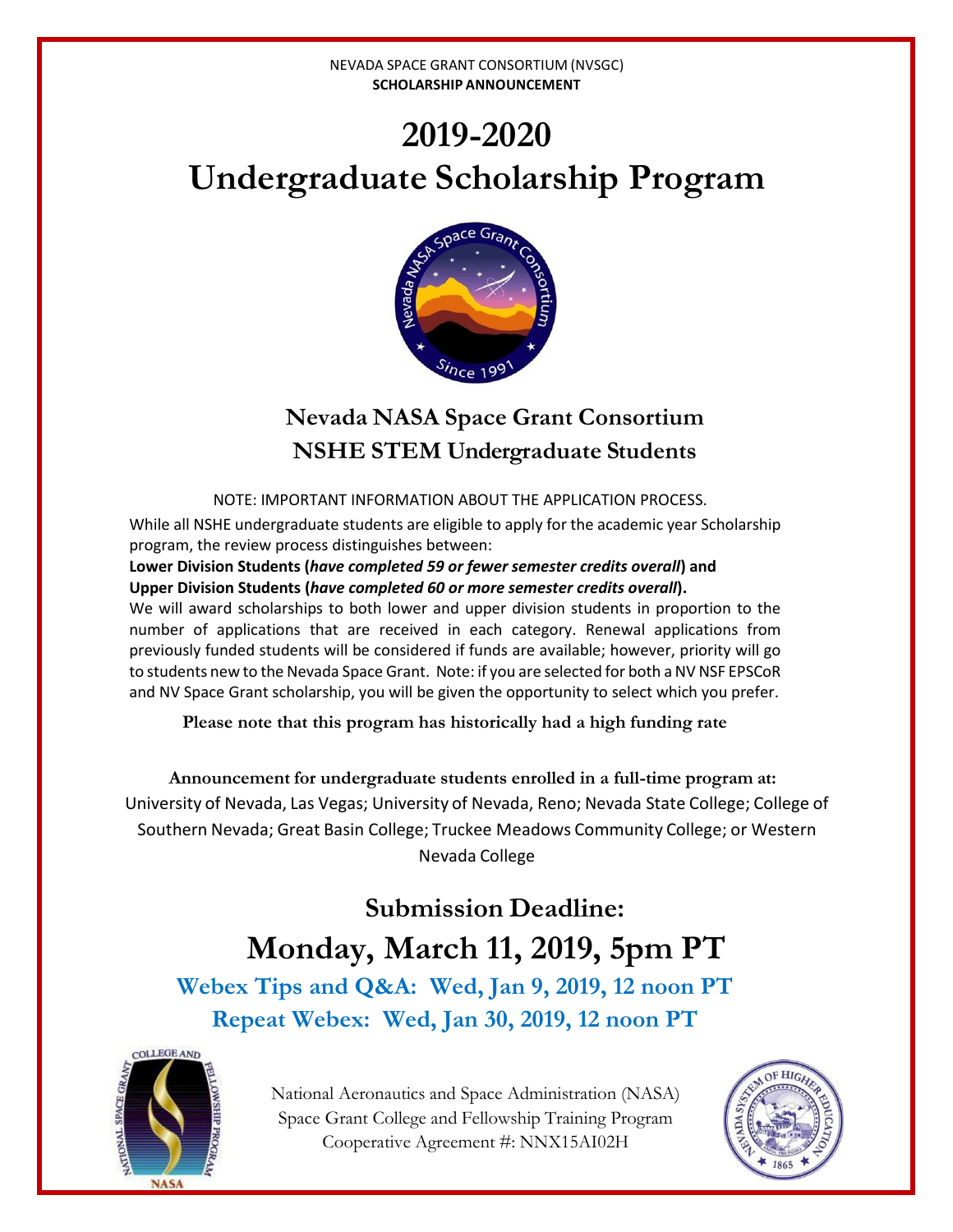NEVADA SPACE GRANT CONSORTIUM (NVSGC)

**SCHOLARSHIP ANNOUNCEMENT**

# 2019-2020
# Undergraduate Scholarship Program

## Nevada NASA Space Grant Consortium
## NSHE STEM Undergraduate Students

NOTE: IMPORTANT INFORMATION ABOUT THE APPLICATION PROCESS.

While all NSHE undergraduate students are eligible to apply for the academic year Scholarship program, the review process distinguishes between:

**Lower Division Students (*have completed 59 or fewer semester credits overall*) and**
**Upper Division Students (*have completed 60 or more semester credits overall*).**

We will award scholarships to both lower and upper division students in proportion to the number of applications that are received in each category. Renewal applications from previously funded students will be considered if funds are available; however, priority will go to students new to the Nevada Space Grant. Note: if you are selected for both a NV NSF EPSCoR and NV Space Grant scholarship, you will be given the opportunity to select which you prefer.

**Please note that this program has historically had a high funding rate**

**Announcement for undergraduate students enrolled in a full-time program at:**
University of Nevada, Las Vegas; University of Nevada, Reno; Nevada State College; College of Southern Nevada; Great Basin College; Truckee Meadows Community College; or Western Nevada College

## Submission Deadline:
## Monday, March 11, 2019, 5pm PT

**Webex Tips and Q&A: Wed, Jan 9, 2019, 12 noon PT**

**Repeat Webex: Wed, Jan 30, 2019, 12 noon PT**

National Aeronautics and Space Administration (NASA)
Space Grant College and Fellowship Training Program
Cooperative Agreement #: NNX15AI02H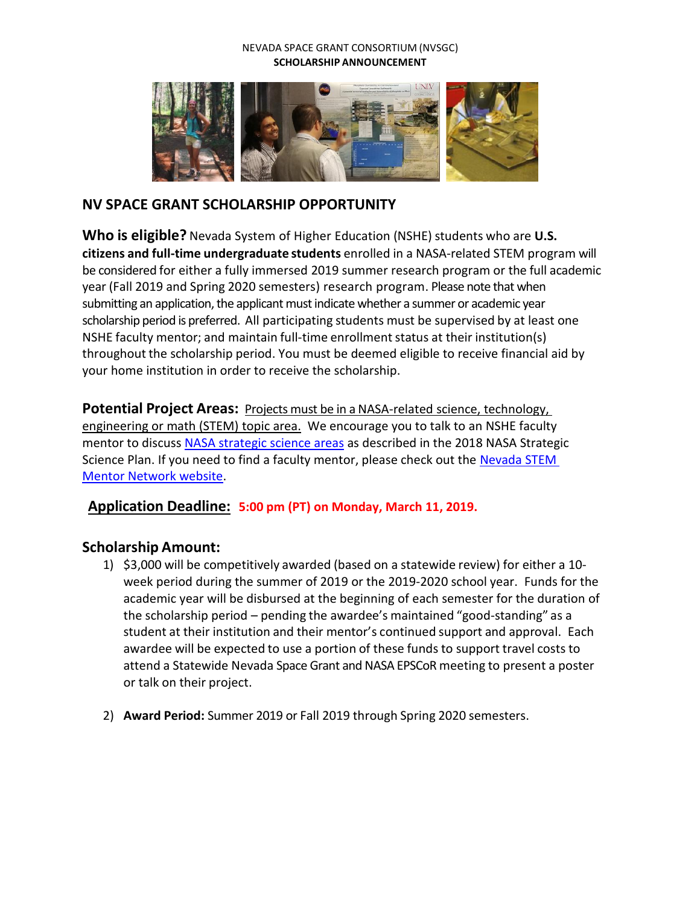NEVADA SPACE GRANT CONSORTIUM (NVSGC)

**SCHOLARSHIP ANNOUNCEMENT**

## NV SPACE GRANT SCHOLARSHIP OPPORTUNITY

**Who is eligible?** Nevada System of Higher Education (NSHE) students who are **U.S. citizens and full-time undergraduate students** enrolled in a NASA-related STEM program will be considered for either a fully immersed 2019 summer research program or the full academic year (Fall 2019 and Spring 2020 semesters) research program. Please note that when submitting an application, the applicant must indicate whether a summer or academic year scholarship period is preferred. All participating students must be supervised by at least one NSHE faculty mentor; and maintain full-time enrollment status at their institution(s) throughout the scholarship period. You must be deemed eligible to receive financial aid by your home institution in order to receive the scholarship.

**Potential Project Areas:** Projects must be in a NASA-related science, technology, engineering or math (STEM) topic area. We encourage you to talk to an NSHE faculty mentor to discuss NASA strategic science areas as described in the 2018 NASA Strategic Science Plan. If you need to find a faculty mentor, please check out the Nevada STEM Mentor Network website.

**Application Deadline:** **5:00 pm (PT) on Monday, March 11, 2019.**

**Scholarship Amount:**

1) $3,000 will be competitively awarded (based on a statewide review) for either a 10-week period during the summer of 2019 or the 2019-2020 school year. Funds for the academic year will be disbursed at the beginning of each semester for the duration of the scholarship period – pending the awardee's maintained "good-standing" as a student at their institution and their mentor's continued support and approval. Each awardee will be expected to use a portion of these funds to support travel costs to attend a Statewide Nevada Space Grant and NASA EPSCoR meeting to present a poster or talk on their project.

2) **Award Period:** Summer 2019 or Fall 2019 through Spring 2020 semesters.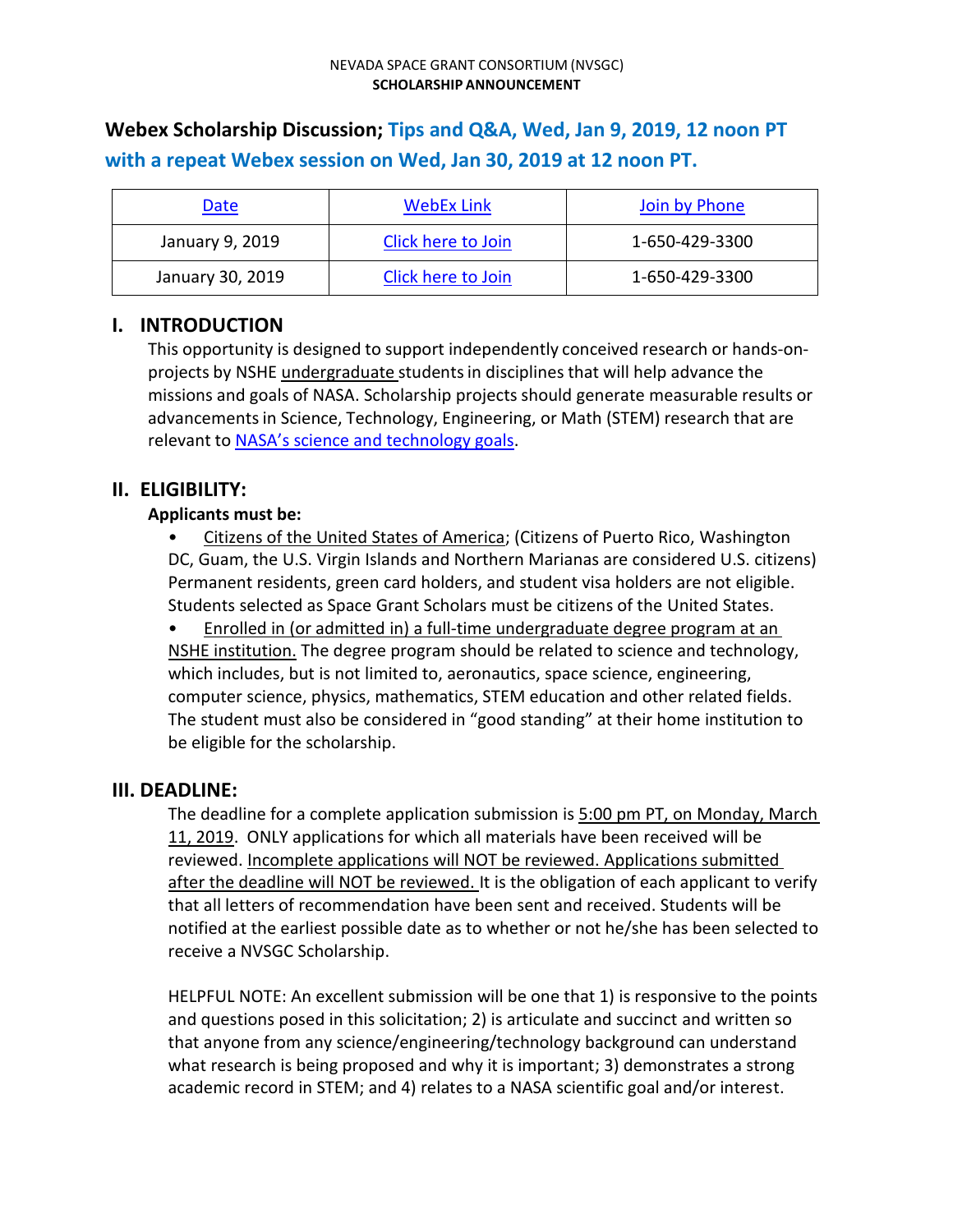NEVADA SPACE GRANT CONSORTIUM (NVSGC)

**SCHOLARSHIP ANNOUNCEMENT**

## Webex Scholarship Discussion; Tips and Q&A, Wed, Jan 9, 2019, 12 noon PT with a repeat Webex session on Wed, Jan 30, 2019 at 12 noon PT.

| Date | WebEx Link | Join by Phone |
|---|---|---|
| January 9, 2019 | Click here to Join | 1-650-429-3300 |
| January 30, 2019 | Click here to Join | 1-650-429-3300 |

## I. INTRODUCTION

This opportunity is designed to support independently conceived research or hands-on-projects by NSHE undergraduate students in disciplines that will help advance the missions and goals of NASA. Scholarship projects should generate measurable results or advancements in Science, Technology, Engineering, or Math (STEM) research that are relevant to NASA's science and technology goals.

## II. ELIGIBILITY:

**Applicants must be:**

- Citizens of the United States of America; (Citizens of Puerto Rico, Washington DC, Guam, the U.S. Virgin Islands and Northern Marianas are considered U.S. citizens) Permanent residents, green card holders, and student visa holders are not eligible. Students selected as Space Grant Scholars must be citizens of the United States.
- Enrolled in (or admitted in) a full-time undergraduate degree program at an NSHE institution. The degree program should be related to science and technology, which includes, but is not limited to, aeronautics, space science, engineering, computer science, physics, mathematics, STEM education and other related fields. The student must also be considered in "good standing" at their home institution to be eligible for the scholarship.

## III. DEADLINE:

The deadline for a complete application submission is 5:00 pm PT, on Monday, March 11, 2019. ONLY applications for which all materials have been received will be reviewed. Incomplete applications will NOT be reviewed. Applications submitted after the deadline will NOT be reviewed. It is the obligation of each applicant to verify that all letters of recommendation have been sent and received. Students will be notified at the earliest possible date as to whether or not he/she has been selected to receive a NVSGC Scholarship.

HELPFUL NOTE: An excellent submission will be one that 1) is responsive to the points and questions posed in this solicitation; 2) is articulate and succinct and written so that anyone from any science/engineering/technology background can understand what research is being proposed and why it is important; 3) demonstrates a strong academic record in STEM; and 4) relates to a NASA scientific goal and/or interest.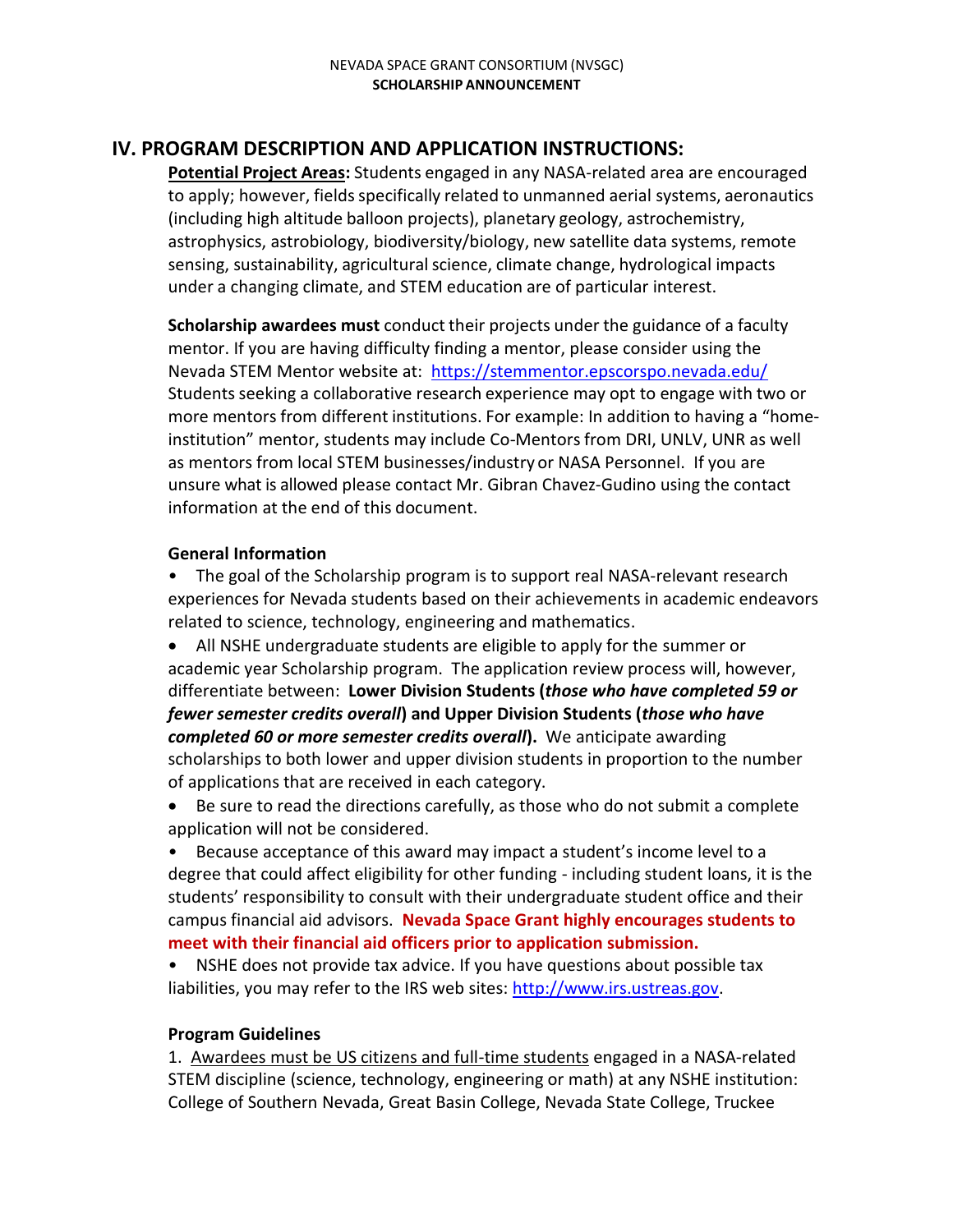## IV. PROGRAM DESCRIPTION AND APPLICATION INSTRUCTIONS:

**Potential Project Areas:** Students engaged in any NASA-related area are encouraged to apply; however, fields specifically related to unmanned aerial systems, aeronautics (including high altitude balloon projects), planetary geology, astrochemistry, astrophysics, astrobiology, biodiversity/biology, new satellite data systems, remote sensing, sustainability, agricultural science, climate change, hydrological impacts under a changing climate, and STEM education are of particular interest.

**Scholarship awardees must** conduct their projects under the guidance of a faculty mentor. If you are having difficulty finding a mentor, please consider using the Nevada STEM Mentor website at: https://stemmentor.epscorspo.nevada.edu/ Students seeking a collaborative research experience may opt to engage with two or more mentors from different institutions. For example: In addition to having a "home-institution" mentor, students may include Co-Mentors from DRI, UNLV, UNR as well as mentors from local STEM businesses/industry or NASA Personnel. If you are unsure what is allowed please contact Mr. Gibran Chavez-Gudino using the contact information at the end of this document.

### General Information

- The goal of the Scholarship program is to support real NASA-relevant research experiences for Nevada students based on their achievements in academic endeavors related to science, technology, engineering and mathematics.
- All NSHE undergraduate students are eligible to apply for the summer or academic year Scholarship program. The application review process will, however, differentiate between: **Lower Division Students (*those who have completed 59 or fewer semester credits overall*) and Upper Division Students (*those who have completed 60 or more semester credits overall*).** We anticipate awarding scholarships to both lower and upper division students in proportion to the number of applications that are received in each category.
- Be sure to read the directions carefully, as those who do not submit a complete application will not be considered.
- Because acceptance of this award may impact a student's income level to a degree that could affect eligibility for other funding - including student loans, it is the students' responsibility to consult with their undergraduate student office and their campus financial aid advisors. **Nevada Space Grant highly encourages students to meet with their financial aid officers prior to application submission.**
- NSHE does not provide tax advice. If you have questions about possible tax liabilities, you may refer to the IRS web sites: http://www.irs.ustreas.gov.

### Program Guidelines

1. Awardees must be US citizens and full-time students engaged in a NASA-related STEM discipline (science, technology, engineering or math) at any NSHE institution: College of Southern Nevada, Great Basin College, Nevada State College, Truckee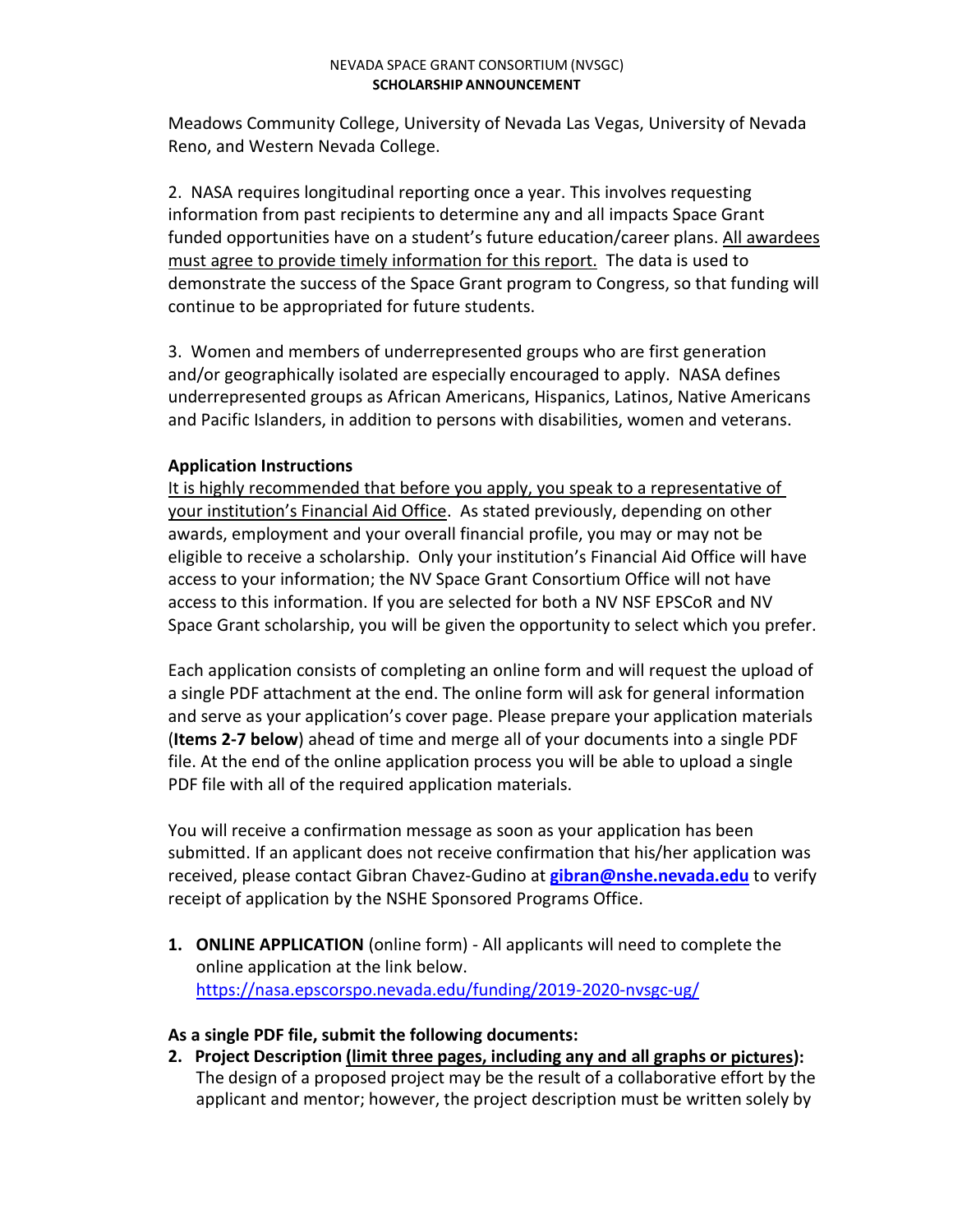Meadows Community College, University of Nevada Las Vegas, University of Nevada Reno, and Western Nevada College.

2. NASA requires longitudinal reporting once a year. This involves requesting information from past recipients to determine any and all impacts Space Grant funded opportunities have on a student's future education/career plans. All awardees must agree to provide timely information for this report. The data is used to demonstrate the success of the Space Grant program to Congress, so that funding will continue to be appropriated for future students.

3. Women and members of underrepresented groups who are first generation and/or geographically isolated are especially encouraged to apply. NASA defines underrepresented groups as African Americans, Hispanics, Latinos, Native Americans and Pacific Islanders, in addition to persons with disabilities, women and veterans.

**Application Instructions**

It is highly recommended that before you apply, you speak to a representative of your institution's Financial Aid Office. As stated previously, depending on other awards, employment and your overall financial profile, you may or may not be eligible to receive a scholarship. Only your institution's Financial Aid Office will have access to your information; the NV Space Grant Consortium Office will not have access to this information. If you are selected for both a NV NSF EPSCoR and NV Space Grant scholarship, you will be given the opportunity to select which you prefer.

Each application consists of completing an online form and will request the upload of a single PDF attachment at the end. The online form will ask for general information and serve as your application's cover page. Please prepare your application materials (**Items 2-7 below**) ahead of time and merge all of your documents into a single PDF file. At the end of the online application process you will be able to upload a single PDF file with all of the required application materials.

You will receive a confirmation message as soon as your application has been submitted. If an applicant does not receive confirmation that his/her application was received, please contact Gibran Chavez-Gudino at **gibran@nshe.nevada.edu** to verify receipt of application by the NSHE Sponsored Programs Office.

1. **ONLINE APPLICATION** (online form) - All applicants will need to complete the online application at the link below.
   https://nasa.epscorspo.nevada.edu/funding/2019-2020-nvsgc-ug/

**As a single PDF file, submit the following documents:**

2. **Project Description (limit three pages, including any and all graphs or pictures):** The design of a proposed project may be the result of a collaborative effort by the applicant and mentor; however, the project description must be written solely by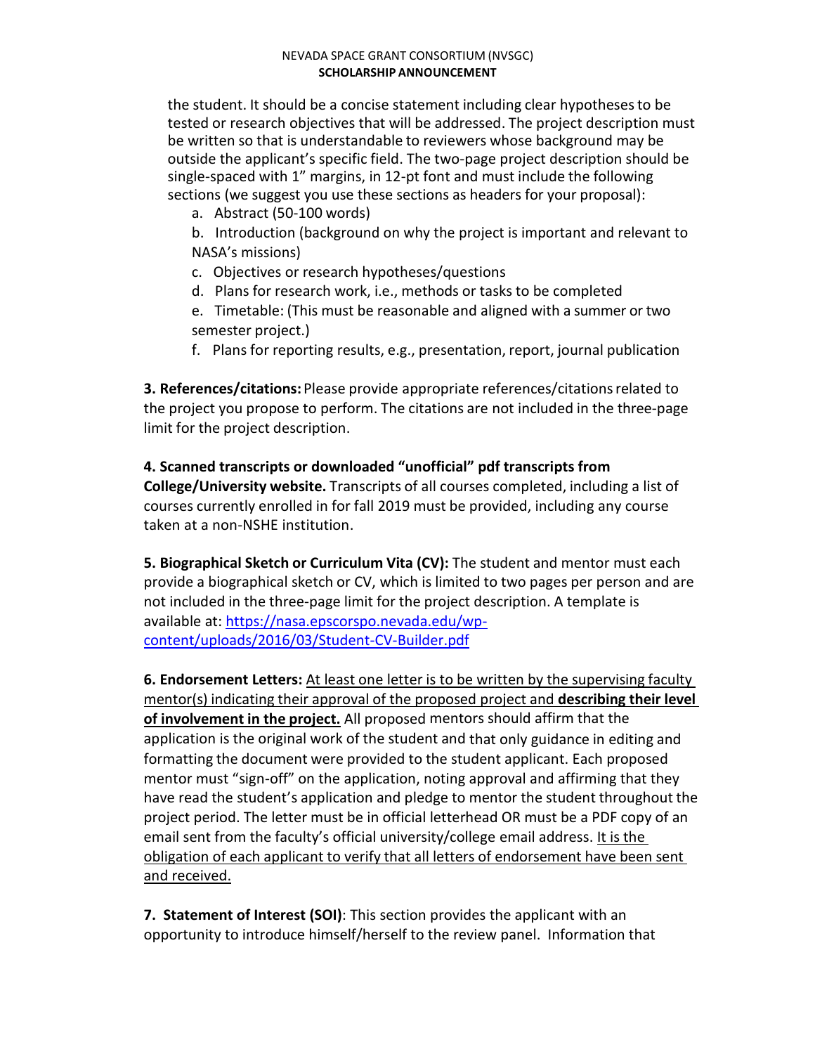the student. It should be a concise statement including clear hypotheses to be tested or research objectives that will be addressed. The project description must be written so that is understandable to reviewers whose background may be outside the applicant's specific field. The two-page project description should be single-spaced with 1" margins, in 12-pt font and must include the following sections (we suggest you use these sections as headers for your proposal):

a. Abstract (50-100 words)
b. Introduction (background on why the project is important and relevant to NASA's missions)
c. Objectives or research hypotheses/questions
d. Plans for research work, i.e., methods or tasks to be completed
e. Timetable: (This must be reasonable and aligned with a summer or two semester project.)
f. Plans for reporting results, e.g., presentation, report, journal publication

**3. References/citations:** Please provide appropriate references/citations related to the project you propose to perform. The citations are not included in the three-page limit for the project description.

**4. Scanned transcripts or downloaded "unofficial" pdf transcripts from College/University website.** Transcripts of all courses completed, including a list of courses currently enrolled in for fall 2019 must be provided, including any course taken at a non-NSHE institution.

**5. Biographical Sketch or Curriculum Vita (CV):** The student and mentor must each provide a biographical sketch or CV, which is limited to two pages per person and are not included in the three-page limit for the project description. A template is available at: https://nasa.epscorspo.nevada.edu/wp-content/uploads/2016/03/Student-CV-Builder.pdf

**6. Endorsement Letters:** At least one letter is to be written by the supervising faculty mentor(s) indicating their approval of the proposed project and **describing their level of involvement in the project.** All proposed mentors should affirm that the application is the original work of the student and that only guidance in editing and formatting the document were provided to the student applicant. Each proposed mentor must "sign-off" on the application, noting approval and affirming that they have read the student's application and pledge to mentor the student throughout the project period. The letter must be in official letterhead OR must be a PDF copy of an email sent from the faculty's official university/college email address. It is the obligation of each applicant to verify that all letters of endorsement have been sent and received.

**7. Statement of Interest (SOI)**: This section provides the applicant with an opportunity to introduce himself/herself to the review panel. Information that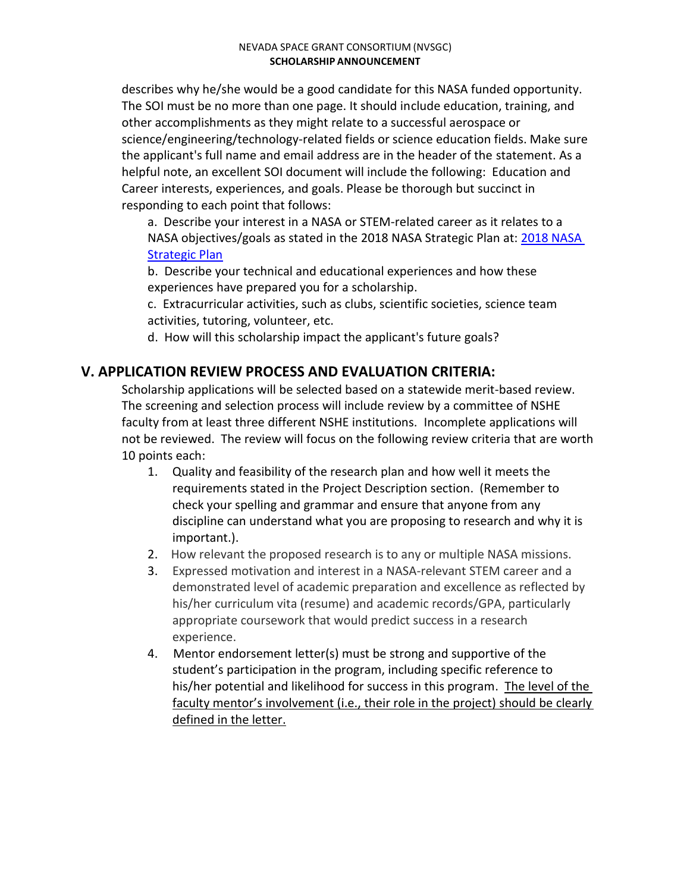describes why he/she would be a good candidate for this NASA funded opportunity. The SOI must be no more than one page. It should include education, training, and other accomplishments as they might relate to a successful aerospace or science/engineering/technology-related fields or science education fields. Make sure the applicant's full name and email address are in the header of the statement. As a helpful note, an excellent SOI document will include the following: Education and Career interests, experiences, and goals. Please be thorough but succinct in responding to each point that follows:

a. Describe your interest in a NASA or STEM-related career as it relates to a NASA objectives/goals as stated in the 2018 NASA Strategic Plan at: [2018 NASA Strategic Plan]()

b. Describe your technical and educational experiences and how these experiences have prepared you for a scholarship.

c. Extracurricular activities, such as clubs, scientific societies, science team activities, tutoring, volunteer, etc.

d. How will this scholarship impact the applicant's future goals?

## V. APPLICATION REVIEW PROCESS AND EVALUATION CRITERIA:

Scholarship applications will be selected based on a statewide merit-based review. The screening and selection process will include review by a committee of NSHE faculty from at least three different NSHE institutions. Incomplete applications will not be reviewed. The review will focus on the following review criteria that are worth 10 points each:

1. Quality and feasibility of the research plan and how well it meets the requirements stated in the Project Description section. (Remember to check your spelling and grammar and ensure that anyone from any discipline can understand what you are proposing to research and why it is important.).
2. How relevant the proposed research is to any or multiple NASA missions.
3. Expressed motivation and interest in a NASA-relevant STEM career and a demonstrated level of academic preparation and excellence as reflected by his/her curriculum vita (resume) and academic records/GPA, particularly appropriate coursework that would predict success in a research experience.
4. Mentor endorsement letter(s) must be strong and supportive of the student's participation in the program, including specific reference to his/her potential and likelihood for success in this program. <u>The level of the faculty mentor's involvement (i.e., their role in the project) should be clearly defined in the letter.</u>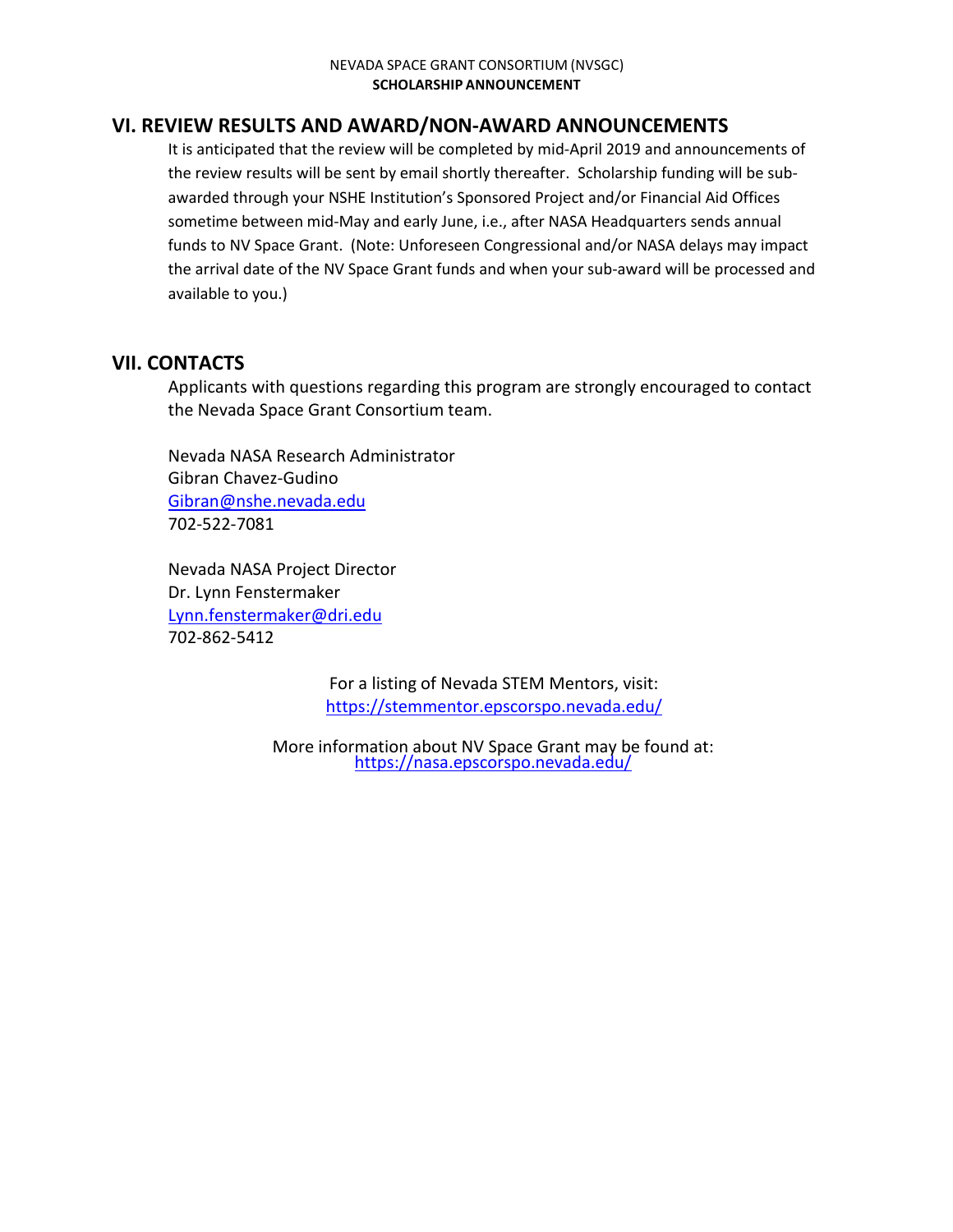## VI. REVIEW RESULTS AND AWARD/NON-AWARD ANNOUNCEMENTS

It is anticipated that the review will be completed by mid-April 2019 and announcements of the review results will be sent by email shortly thereafter. Scholarship funding will be sub-awarded through your NSHE Institution's Sponsored Project and/or Financial Aid Offices sometime between mid-May and early June, i.e., after NASA Headquarters sends annual funds to NV Space Grant. (Note: Unforeseen Congressional and/or NASA delays may impact the arrival date of the NV Space Grant funds and when your sub-award will be processed and available to you.)

## VII. CONTACTS

Applicants with questions regarding this program are strongly encouraged to contact the Nevada Space Grant Consortium team.

Nevada NASA Research Administrator
Gibran Chavez-Gudino
Gibran@nshe.nevada.edu
702-522-7081

Nevada NASA Project Director
Dr. Lynn Fenstermaker
Lynn.fenstermaker@dri.edu
702-862-5412

For a listing of Nevada STEM Mentors, visit:
https://stemmentor.epscorspo.nevada.edu/

More information about NV Space Grant may be found at:
https://nasa.epscorspo.nevada.edu/